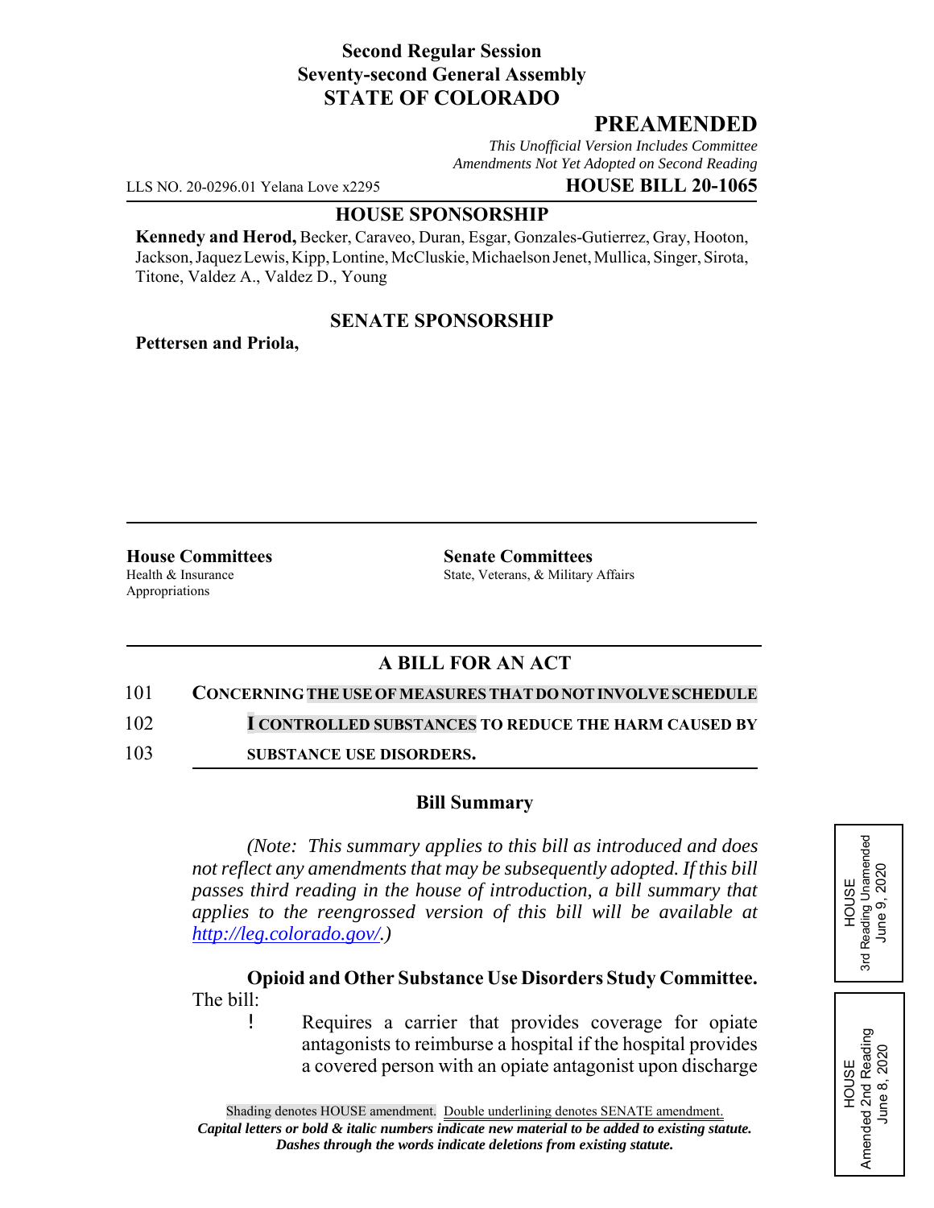**Second Regular Session**
**Seventy-second General Assembly**
**STATE OF COLORADO**

## PREAMENDED

*This Unofficial Version Includes Committee Amendments Not Yet Adopted on Second Reading*

LLS NO. 20-0296.01 Yelana Love x2295 **HOUSE BILL 20-1065**

**HOUSE SPONSORSHIP**

**Kennedy and Herod,** Becker, Caraveo, Duran, Esgar, Gonzales-Gutierrez, Gray, Hooton, Jackson, Jaquez Lewis, Kipp, Lontine, McCluskie, Michaelson Jenet, Mullica, Singer, Sirota, Titone, Valdez A., Valdez D., Young

**SENATE SPONSORSHIP**

**Pettersen and Priola,**

**House Committees**
Health & Insurance
Appropriations

**Senate Committees**
State, Veterans, & Military Affairs

**A BILL FOR AN ACT**

101 **CONCERNING THE USE OF MEASURES THAT DO NOT INVOLVE SCHEDULE**
102 **I CONTROLLED SUBSTANCES TO REDUCE THE HARM CAUSED BY**
103 **SUBSTANCE USE DISORDERS.**

**Bill Summary**

*(Note: This summary applies to this bill as introduced and does not reflect any amendments that may be subsequently adopted. If this bill passes third reading in the house of introduction, a bill summary that applies to the reengrossed version of this bill will be available at http://leg.colorado.gov/.)*

**Opioid and Other Substance Use Disorders Study Committee.** The bill:

- Requires a carrier that provides coverage for opiate antagonists to reimburse a hospital if the hospital provides a covered person with an opiate antagonist upon discharge

HOUSE
3rd Reading Unamended
June 9, 2020

HOUSE
Amended 2nd Reading
June 8, 2020

Shading denotes HOUSE amendment. Double underlining denotes SENATE amendment.
*Capital letters or bold & italic numbers indicate new material to be added to existing statute.*
*Dashes through the words indicate deletions from existing statute.*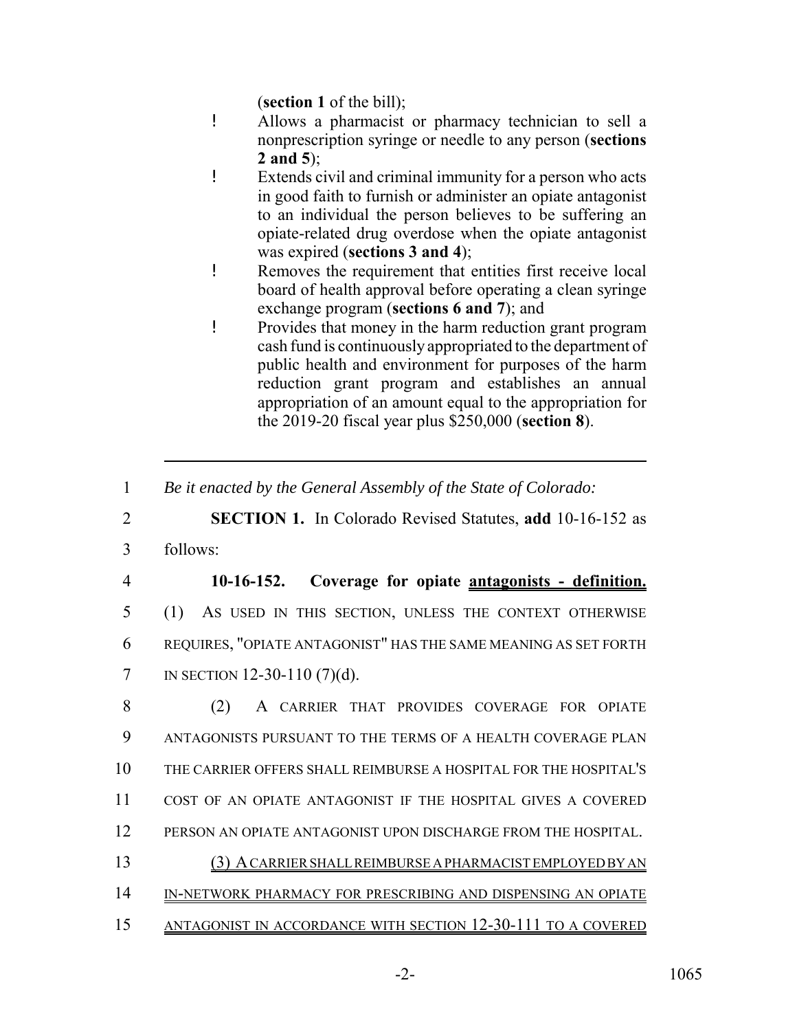(**section 1** of the bill);

- Allows a pharmacist or pharmacy technician to sell a nonprescription syringe or needle to any person (**sections 2 and 5**);
- Extends civil and criminal immunity for a person who acts in good faith to furnish or administer an opiate antagonist to an individual the person believes to be suffering an opiate-related drug overdose when the opiate antagonist was expired (**sections 3 and 4**);
- Removes the requirement that entities first receive local board of health approval before operating a clean syringe exchange program (**sections 6 and 7**); and
- Provides that money in the harm reduction grant program cash fund is continuously appropriated to the department of public health and environment for purposes of the harm reduction grant program and establishes an annual appropriation of an amount equal to the appropriation for the 2019-20 fiscal year plus $250,000 (**section 8**).

---

1 *Be it enacted by the General Assembly of the State of Colorado:*

2 **SECTION 1.** In Colorado Revised Statutes, **add** 10-16-152 as
3 follows:

4 **10-16-152. Coverage for opiate antagonists - definition.**
5 (1) AS USED IN THIS SECTION, UNLESS THE CONTEXT OTHERWISE
6 REQUIRES, "OPIATE ANTAGONIST" HAS THE SAME MEANING AS SET FORTH
7 IN SECTION 12-30-110 (7)(d).

8 (2) A CARRIER THAT PROVIDES COVERAGE FOR OPIATE
9 ANTAGONISTS PURSUANT TO THE TERMS OF A HEALTH COVERAGE PLAN
10 THE CARRIER OFFERS SHALL REIMBURSE A HOSPITAL FOR THE HOSPITAL'S
11 COST OF AN OPIATE ANTAGONIST IF THE HOSPITAL GIVES A COVERED
12 PERSON AN OPIATE ANTAGONIST UPON DISCHARGE FROM THE HOSPITAL.

13 (3) A CARRIER SHALL REIMBURSE A PHARMACIST EMPLOYED BY AN
14 IN-NETWORK PHARMACY FOR PRESCRIBING AND DISPENSING AN OPIATE
15 ANTAGONIST IN ACCORDANCE WITH SECTION 12-30-111 TO A COVERED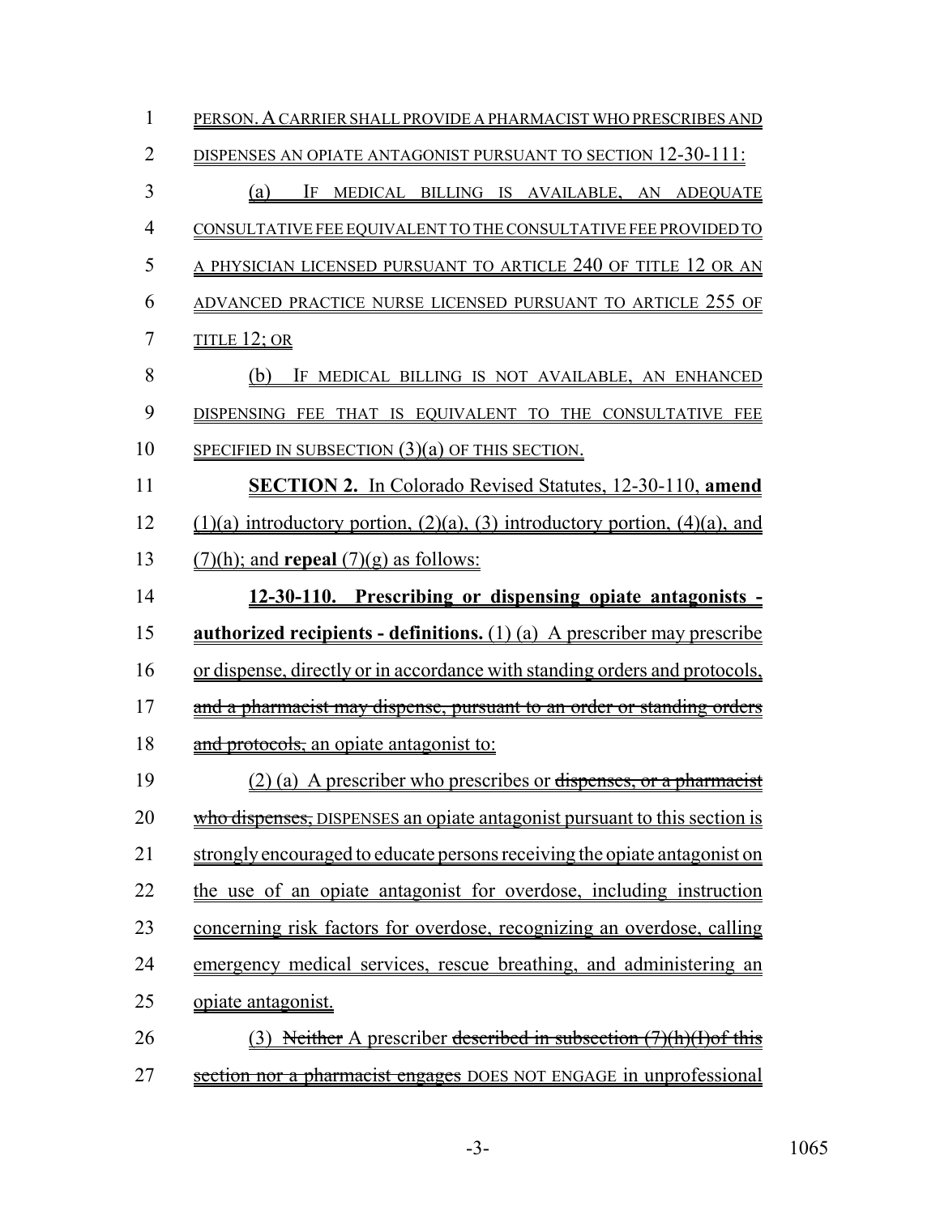1 PERSON. A CARRIER SHALL PROVIDE A PHARMACIST WHO PRESCRIBES AND

2 DISPENSES AN OPIATE ANTAGONIST PURSUANT TO SECTION 12-30-111:

3 (a) IF MEDICAL BILLING IS AVAILABLE, AN ADEQUATE

4 CONSULTATIVE FEE EQUIVALENT TO THE CONSULTATIVE FEE PROVIDED TO

5 A PHYSICIAN LICENSED PURSUANT TO ARTICLE 240 OF TITLE 12 OR AN

6 ADVANCED PRACTICE NURSE LICENSED PURSUANT TO ARTICLE 255 OF

7 TITLE 12; OR

8 (b) IF MEDICAL BILLING IS NOT AVAILABLE, AN ENHANCED

9 DISPENSING FEE THAT IS EQUIVALENT TO THE CONSULTATIVE FEE

10 SPECIFIED IN SUBSECTION (3)(a) OF THIS SECTION.

11 **SECTION 2.** In Colorado Revised Statutes, 12-30-110, **amend**

12 (1)(a) introductory portion, (2)(a), (3) introductory portion, (4)(a), and

13 (7)(h); and **repeal** (7)(g) as follows:

14 **12-30-110. Prescribing or dispensing opiate antagonists -**

15 **authorized recipients - definitions.** (1) (a) A prescriber may prescribe

16 or dispense, directly or in accordance with standing orders and protocols,

17 ~~and a pharmacist may dispense, pursuant to an order or standing orders~~

18 ~~and protocols,~~ an opiate antagonist to:

19 (2) (a) A prescriber who prescribes or ~~dispenses, or a pharmacist~~

20 ~~who dispenses,~~ DISPENSES an opiate antagonist pursuant to this section is

21 strongly encouraged to educate persons receiving the opiate antagonist on

22 the use of an opiate antagonist for overdose, including instruction

23 concerning risk factors for overdose, recognizing an overdose, calling

24 emergency medical services, rescue breathing, and administering an

25 opiate antagonist.

26 (3) ~~Neither~~ A prescriber ~~described in subsection (7)(h)(I)of this~~

27 ~~section nor a pharmacist engages~~ DOES NOT ENGAGE in unprofessional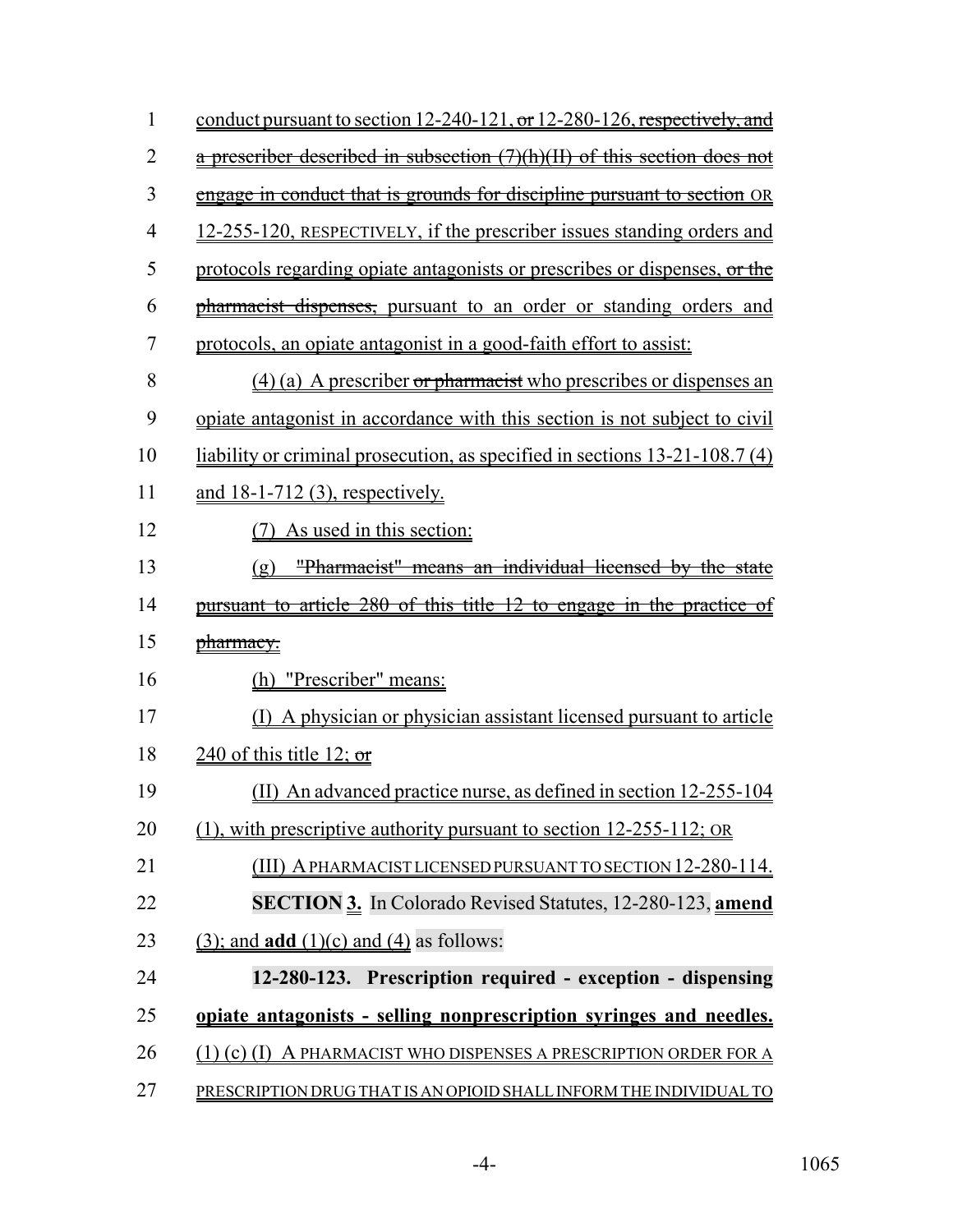1 conduct pursuant to section 12-240-121, ~~or~~ 12-280-126, ~~respectively, and~~
2 ~~a prescriber described in subsection (7)(h)(II) of this section does not~~
3 ~~engage in conduct that is grounds for discipline pursuant to section~~ OR
4 12-255-120, RESPECTIVELY, if the prescriber issues standing orders and
5 protocols regarding opiate antagonists or prescribes or dispenses, ~~or the~~
6 ~~pharmacist dispenses,~~ pursuant to an order or standing orders and
7 protocols, an opiate antagonist in a good-faith effort to assist:

8 (4) (a) A prescriber ~~or pharmacist~~ who prescribes or dispenses an
9 opiate antagonist in accordance with this section is not subject to civil
10 liability or criminal prosecution, as specified in sections 13-21-108.7 (4)
11 and 18-1-712 (3), respectively.

12 (7) As used in this section:

13 ~~(g) "Pharmacist" means an individual licensed by the state~~
14 ~~pursuant to article 280 of this title 12 to engage in the practice of~~
15 ~~pharmacy.~~

16 (h) "Prescriber" means:

17 (I) A physician or physician assistant licensed pursuant to article
18 240 of this title 12; ~~or~~

19 (II) An advanced practice nurse, as defined in section 12-255-104
20 (1), with prescriptive authority pursuant to section 12-255-112; OR

21 (III) A PHARMACIST LICENSED PURSUANT TO SECTION 12-280-114.

22 **SECTION 3.** In Colorado Revised Statutes, 12-280-123, **amend**
23 (3); and **add** (1)(c) and (4) as follows:

24 **12-280-123. Prescription required - exception - dispensing**
25 **opiate antagonists - selling nonprescription syringes and needles.**
26 (1) (c) (I) A PHARMACIST WHO DISPENSES A PRESCRIPTION ORDER FOR A
27 PRESCRIPTION DRUG THAT IS AN OPIOID SHALL INFORM THE INDIVIDUAL TO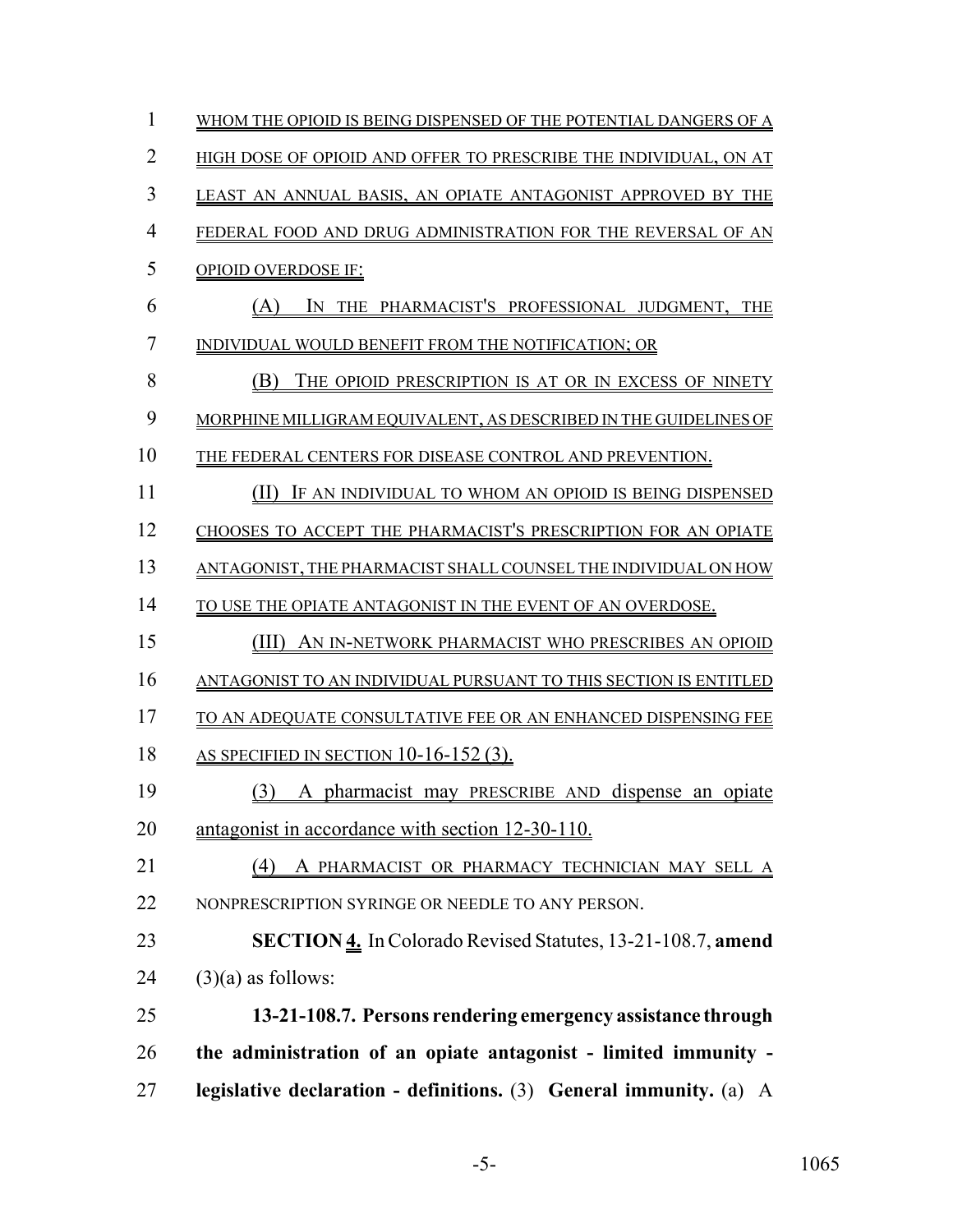WHOM THE OPIOID IS BEING DISPENSED OF THE POTENTIAL DANGERS OF A HIGH DOSE OF OPIOID AND OFFER TO PRESCRIBE THE INDIVIDUAL, ON AT LEAST AN ANNUAL BASIS, AN OPIATE ANTAGONIST APPROVED BY THE FEDERAL FOOD AND DRUG ADMINISTRATION FOR THE REVERSAL OF AN OPIOID OVERDOSE IF:

(A) IN THE PHARMACIST'S PROFESSIONAL JUDGMENT, THE INDIVIDUAL WOULD BENEFIT FROM THE NOTIFICATION; OR

(B) THE OPIOID PRESCRIPTION IS AT OR IN EXCESS OF NINETY MORPHINE MILLIGRAM EQUIVALENT, AS DESCRIBED IN THE GUIDELINES OF THE FEDERAL CENTERS FOR DISEASE CONTROL AND PREVENTION.

(II) IF AN INDIVIDUAL TO WHOM AN OPIOID IS BEING DISPENSED CHOOSES TO ACCEPT THE PHARMACIST'S PRESCRIPTION FOR AN OPIATE ANTAGONIST, THE PHARMACIST SHALL COUNSEL THE INDIVIDUAL ON HOW TO USE THE OPIATE ANTAGONIST IN THE EVENT OF AN OVERDOSE.

(III) AN IN-NETWORK PHARMACIST WHO PRESCRIBES AN OPIOID ANTAGONIST TO AN INDIVIDUAL PURSUANT TO THIS SECTION IS ENTITLED TO AN ADEQUATE CONSULTATIVE FEE OR AN ENHANCED DISPENSING FEE AS SPECIFIED IN SECTION 10-16-152 (3).

(3) A pharmacist may PRESCRIBE AND dispense an opiate antagonist in accordance with section 12-30-110.

(4) A PHARMACIST OR PHARMACY TECHNICIAN MAY SELL A NONPRESCRIPTION SYRINGE OR NEEDLE TO ANY PERSON.

**SECTION 4.** In Colorado Revised Statutes, 13-21-108.7, **amend** (3)(a) as follows:

**13-21-108.7. Persons rendering emergency assistance through the administration of an opiate antagonist - limited immunity - legislative declaration - definitions.** (3) **General immunity.** (a) A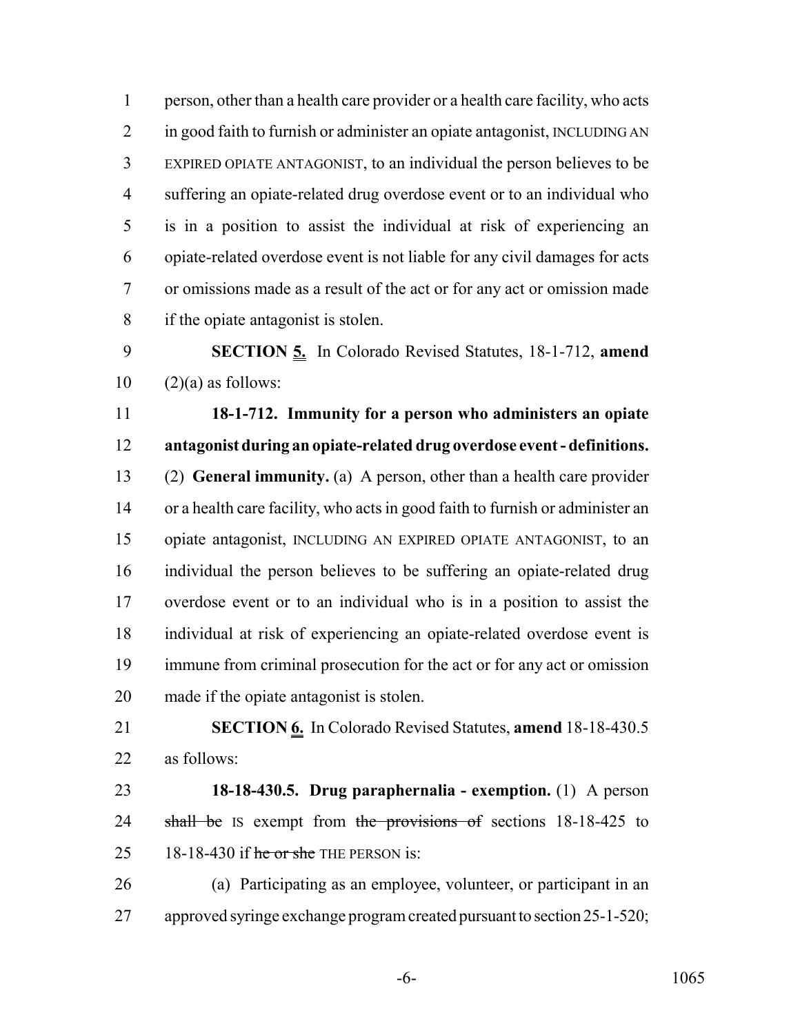person, other than a health care provider or a health care facility, who acts in good faith to furnish or administer an opiate antagonist, INCLUDING AN EXPIRED OPIATE ANTAGONIST, to an individual the person believes to be suffering an opiate-related drug overdose event or to an individual who is in a position to assist the individual at risk of experiencing an opiate-related overdose event is not liable for any civil damages for acts or omissions made as a result of the act or for any act or omission made if the opiate antagonist is stolen.

**SECTION 5.** In Colorado Revised Statutes, 18-1-712, **amend** (2)(a) as follows:

**18-1-712. Immunity for a person who administers an opiate antagonist during an opiate-related drug overdose event - definitions.** (2) **General immunity.** (a) A person, other than a health care provider or a health care facility, who acts in good faith to furnish or administer an opiate antagonist, INCLUDING AN EXPIRED OPIATE ANTAGONIST, to an individual the person believes to be suffering an opiate-related drug overdose event or to an individual who is in a position to assist the individual at risk of experiencing an opiate-related overdose event is immune from criminal prosecution for the act or for any act or omission made if the opiate antagonist is stolen.

**SECTION 6.** In Colorado Revised Statutes, **amend** 18-18-430.5 as follows:

**18-18-430.5. Drug paraphernalia - exemption.** (1) A person ~~shall be~~ IS exempt from ~~the provisions of~~ sections 18-18-425 to 18-18-430 if ~~he or she~~ THE PERSON is:

(a) Participating as an employee, volunteer, or participant in an approved syringe exchange program created pursuant to section 25-1-520;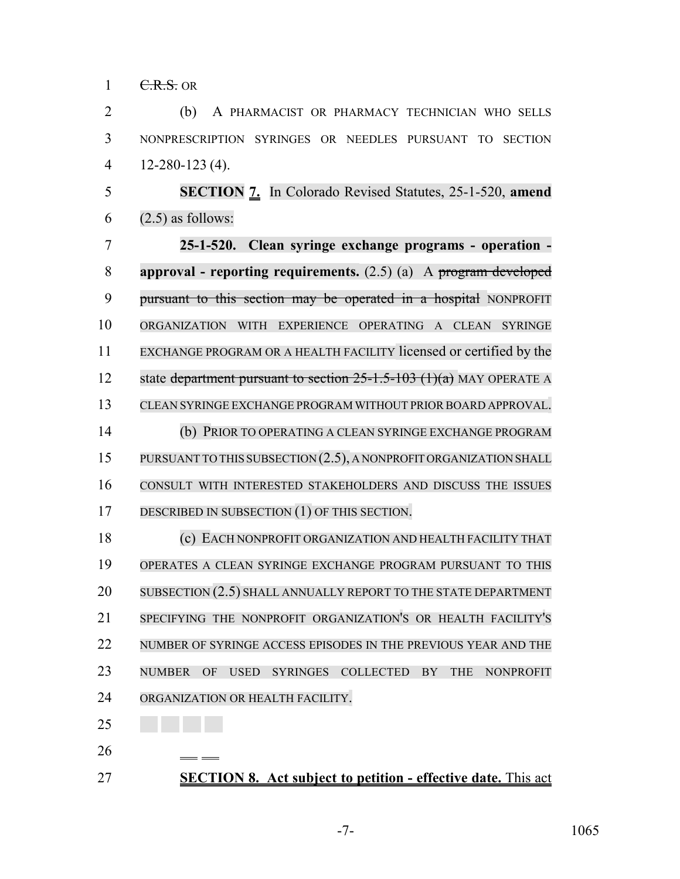~~C.R.S.~~ OR

(b) A PHARMACIST OR PHARMACY TECHNICIAN WHO SELLS NONPRESCRIPTION SYRINGES OR NEEDLES PURSUANT TO SECTION 12-280-123 (4).

**SECTION 7.** In Colorado Revised Statutes, 25-1-520, **amend** (2.5) as follows:

**25-1-520. Clean syringe exchange programs - operation - approval - reporting requirements.** (2.5) (a) A ~~program developed pursuant to this section may be operated in a hospital~~ NONPROFIT ORGANIZATION WITH EXPERIENCE OPERATING A CLEAN SYRINGE EXCHANGE PROGRAM OR A HEALTH FACILITY licensed or certified by the state ~~department pursuant to section 25-1.5-103 (1)(a)~~ MAY OPERATE A CLEAN SYRINGE EXCHANGE PROGRAM WITHOUT PRIOR BOARD APPROVAL.

(b) PRIOR TO OPERATING A CLEAN SYRINGE EXCHANGE PROGRAM PURSUANT TO THIS SUBSECTION (2.5), A NONPROFIT ORGANIZATION SHALL CONSULT WITH INTERESTED STAKEHOLDERS AND DISCUSS THE ISSUES DESCRIBED IN SUBSECTION (1) OF THIS SECTION.

(c) EACH NONPROFIT ORGANIZATION AND HEALTH FACILITY THAT OPERATES A CLEAN SYRINGE EXCHANGE PROGRAM PURSUANT TO THIS SUBSECTION (2.5) SHALL ANNUALLY REPORT TO THE STATE DEPARTMENT SPECIFYING THE NONPROFIT ORGANIZATION'S OR HEALTH FACILITY'S NUMBER OF SYRINGE ACCESS EPISODES IN THE PREVIOUS YEAR AND THE NUMBER OF USED SYRINGES COLLECTED BY THE NONPROFIT ORGANIZATION OR HEALTH FACILITY.

**SECTION 8. Act subject to petition - effective date.** This act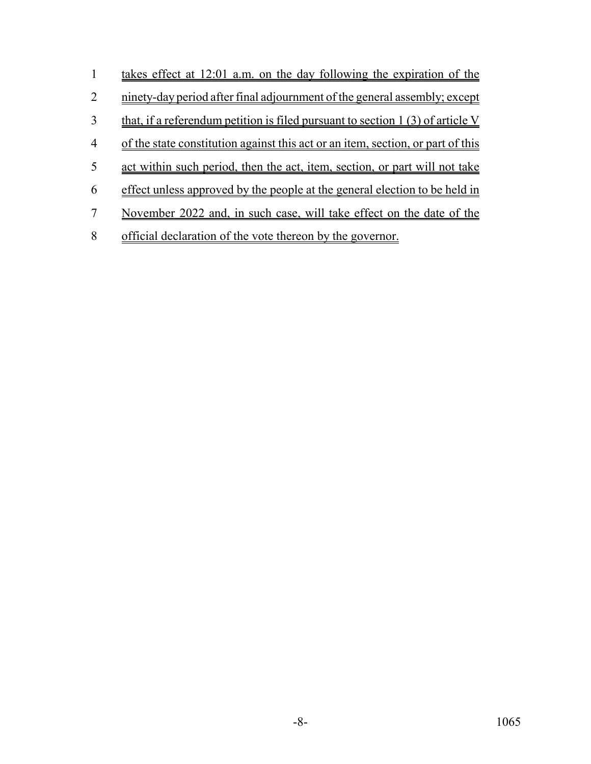takes effect at 12:01 a.m. on the day following the expiration of the ninety-day period after final adjournment of the general assembly; except that, if a referendum petition is filed pursuant to section 1 (3) of article V of the state constitution against this act or an item, section, or part of this act within such period, then the act, item, section, or part will not take effect unless approved by the people at the general election to be held in November 2022 and, in such case, will take effect on the date of the official declaration of the vote thereon by the governor.